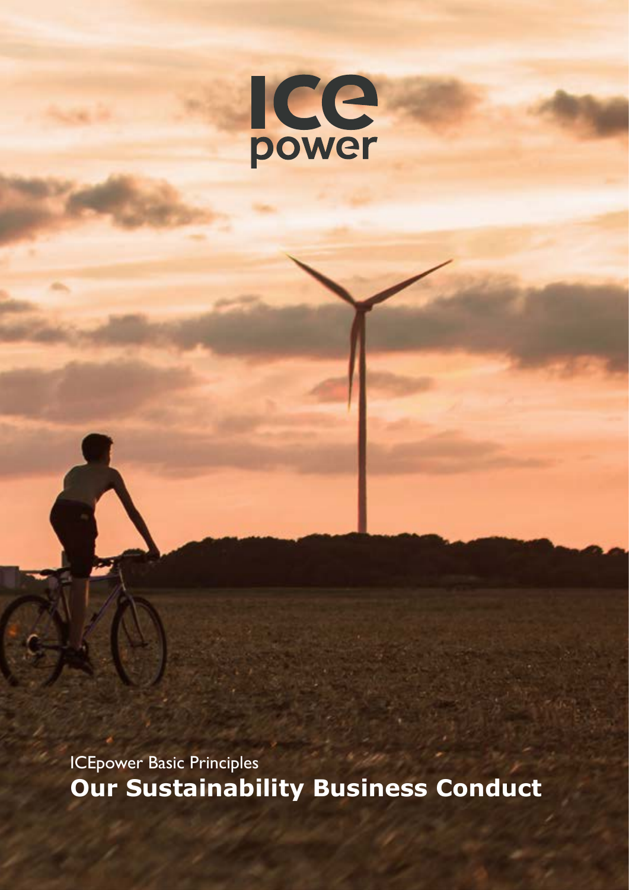ICE power

ICEpower Basic Principles

# Our Sustainability Business Conduct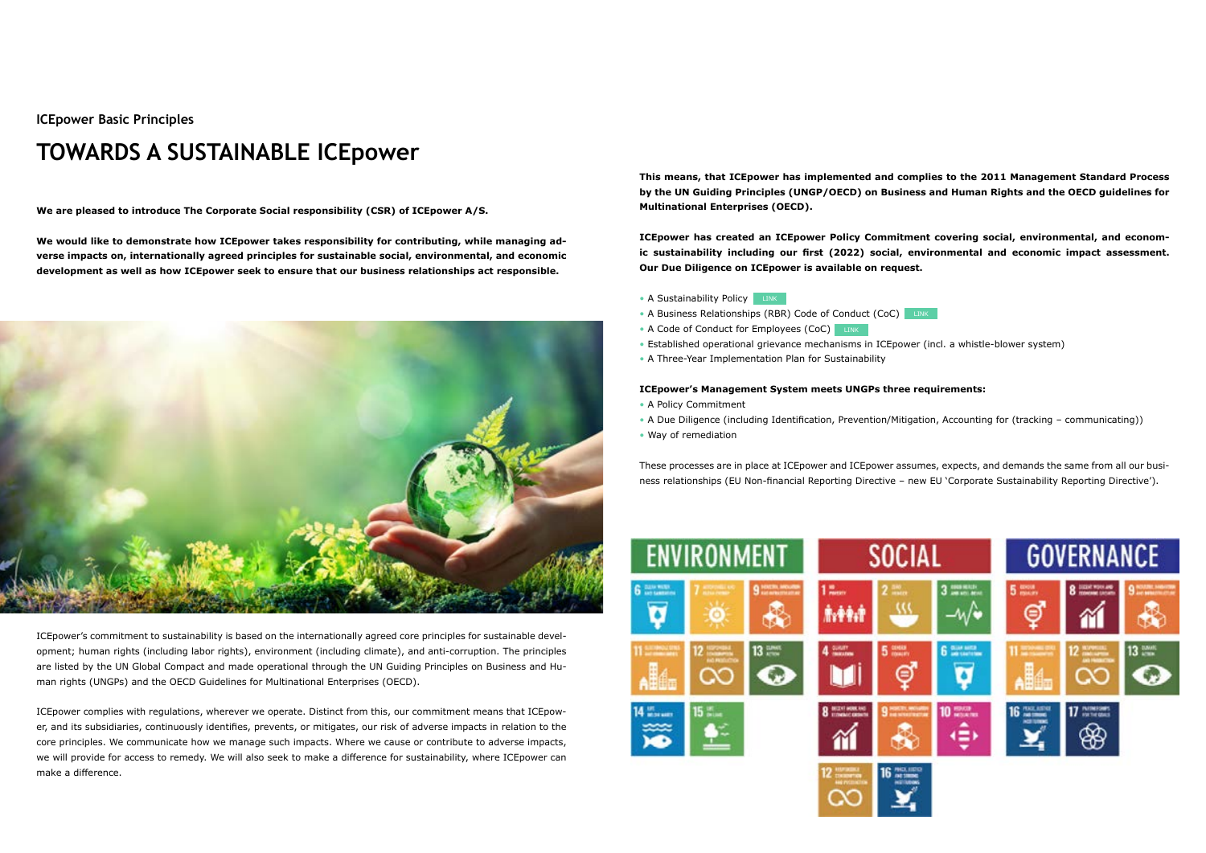ICEpower Basic Principles

# TOWARDS A SUSTAINABLE ICEpower

**We are pleased to introduce The Corporate Social responsibility (CSR) of ICEpower A/S.**

**We would like to demonstrate how ICEpower takes responsibility for contributing, while managing adverse impacts on, internationally agreed principles for sustainable social, environmental, and economic development as well as how ICEpower seek to ensure that our business relationships act responsible.**

ICEpower's commitment to sustainability is based on the internationally agreed core principles for sustainable development; human rights (including labor rights), environment (including climate), and anti-corruption. The principles are listed by the UN Global Compact and made operational through the UN Guiding Principles on Business and Human Rights (UNGPs) and the OECD Guidelines for Multinational Enterprises (OECD).

ICEpower complies with regulations, wherever we operate. Distinct from this, our commitment means that ICEpower, and its subsidiaries, continuously identifies, prevents, or mitigates, our risk of adverse impacts in relation to the core principles. We communicate how we manage such impacts. Where we cause or contribute to adverse impacts, we will provide for access to remedy. We will also seek to make a difference for sustainability, where ICEpower can make a difference.

**This means, that ICEpower has implemented and complies to the 2011 Management Standard Process by the UN Guiding Principles (UNGP/OECD) on Business and Human Rights and the OECD guidelines for Multinational Enterprises (OECD).**

**ICEpower has created an ICEpower Policy Commitment covering social, environmental, and economic sustainability including our first (2022) social, environmental and economic impact assessment. Our Due Diligence on ICEpower is available on request.**

- A Sustainability Policy LINK
- A Business Relationships (RBR) Code of Conduct (CoC) LINK
- A Code of Conduct for Employees (CoC) LINK
- Established operational grievance mechanisms in ICEpower (incl. a whistle-blower system)
- A Three-Year Implementation Plan for Sustainability

**ICEpower's Management System meets UNGPs three requirements:**

- A Policy Commitment
- A Due Diligence (including Identification, Prevention/Mitigation, Accounting for (tracking – communicating))
- Way of remediation

These processes are in place at ICEpower and ICEpower assumes, expects, and demands the same from all our business relationships (EU Non-financial Reporting Directive – new EU 'Corporate Sustainability Reporting Directive').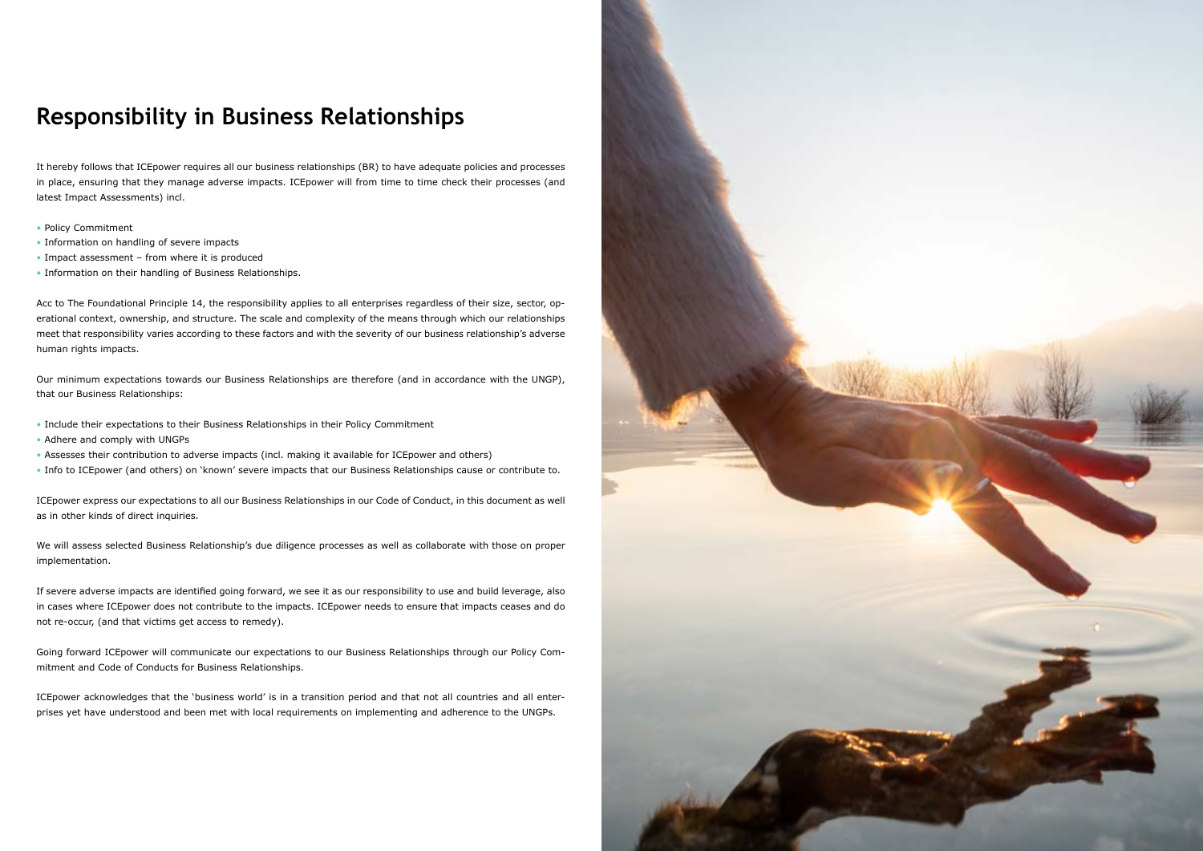# Responsibility in Business Relationships

It hereby follows that ICEpower requires all our business relationships (BR) to have adequate policies and processes in place, ensuring that they manage adverse impacts. ICEpower will from time to time check their processes (and latest Impact Assessments) incl.

- Policy Commitment
- Information on handling of severe impacts
- Impact assessment – from where it is produced
- Information on their handling of Business Relationships.

Acc to The Foundational Principle 14, the responsibility applies to all enterprises regardless of their size, sector, operational context, ownership, and structure. The scale and complexity of the means through which our relationships meet that responsibility varies according to these factors and with the severity of our business relationship's adverse human rights impacts.

Our minimum expectations towards our Business Relationships are therefore (and in accordance with the UNGP), that our Business Relationships:

- Include their expectations to their Business Relationships in their Policy Commitment
- Adhere and comply with UNGPs
- Assesses their contribution to adverse impacts (incl. making it available for ICEpower and others)
- Info to ICEpower (and others) on 'known' severe impacts that our Business Relationships cause or contribute to.

ICEpower express our expectations to all our Business Relationships in our Code of Conduct, in this document as well as in other kinds of direct inquiries.

We will assess selected Business Relationship's due diligence processes as well as collaborate with those on proper implementation.

If severe adverse impacts are identified going forward, we see it as our responsibility to use and build leverage, also in cases where ICEpower does not contribute to the impacts. ICEpower needs to ensure that impacts ceases and do not re-occur, (and that victims get access to remedy).

Going forward ICEpower will communicate our expectations to our Business Relationships through our Policy Commitment and Code of Conducts for Business Relationships.

ICEpower acknowledges that the 'business world' is in a transition period and that not all countries and all enterprises yet have understood and been met with local requirements on implementing and adherence to the UNGPs.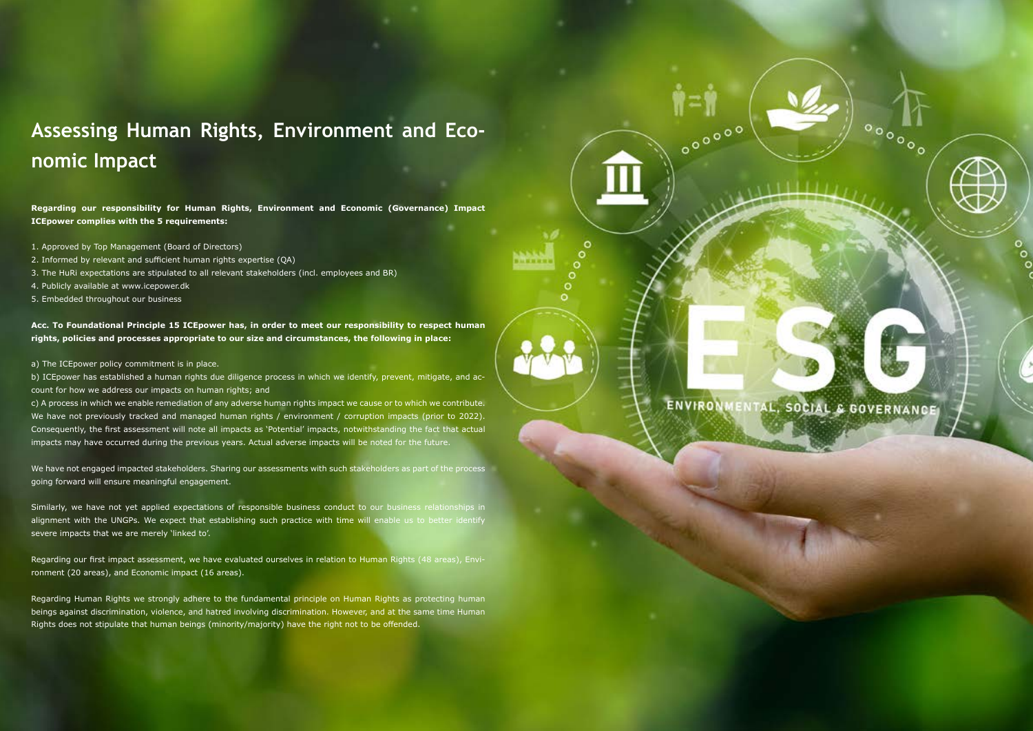# Assessing Human Rights, Environment and Economic Impact

**Regarding our responsibility for Human Rights, Environment and Economic (Governance) Impact ICEpower complies with the 5 requirements:**

1. Approved by Top Management (Board of Directors)
2. Informed by relevant and sufficient human rights expertise (QA)
3. The HuRi expectations are stipulated to all relevant stakeholders (incl. employees and BR)
4. Publicly available at www.icepower.dk
5. Embedded throughout our business

**Acc. To Foundational Principle 15 ICEpower has, in order to meet our responsibility to respect human rights, policies and processes appropriate to our size and circumstances, the following in place:**

a) The ICEpower policy commitment is in place.
b) ICEpower has established a human rights due diligence process in which we identify, prevent, mitigate, and account for how we address our impacts on human rights; and
c) A process in which we enable remediation of any adverse human rights impact we cause or to which we contribute. We have not previously tracked and managed human rights / environment / corruption impacts (prior to 2022). Consequently, the first assessment will note all impacts as 'Potential' impacts, notwithstanding the fact that actual impacts may have occurred during the previous years. Actual adverse impacts will be noted for the future.

We have not engaged impacted stakeholders. Sharing our assessments with such stakeholders as part of the process going forward will ensure meaningful engagement.

Similarly, we have not yet applied expectations of responsible business conduct to our business relationships in alignment with the UNGPs. We expect that establishing such practice with time will enable us to better identify severe impacts that we are merely 'linked to'.

Regarding our first impact assessment, we have evaluated ourselves in relation to Human Rights (48 areas), Environment (20 areas), and Economic impact (16 areas).

Regarding Human Rights we strongly adhere to the fundamental principle on Human Rights as protecting human beings against discrimination, violence, and hatred involving discrimination. However, and at the same time Human Rights does not stipulate that human beings (minority/majority) have the right not to be offended.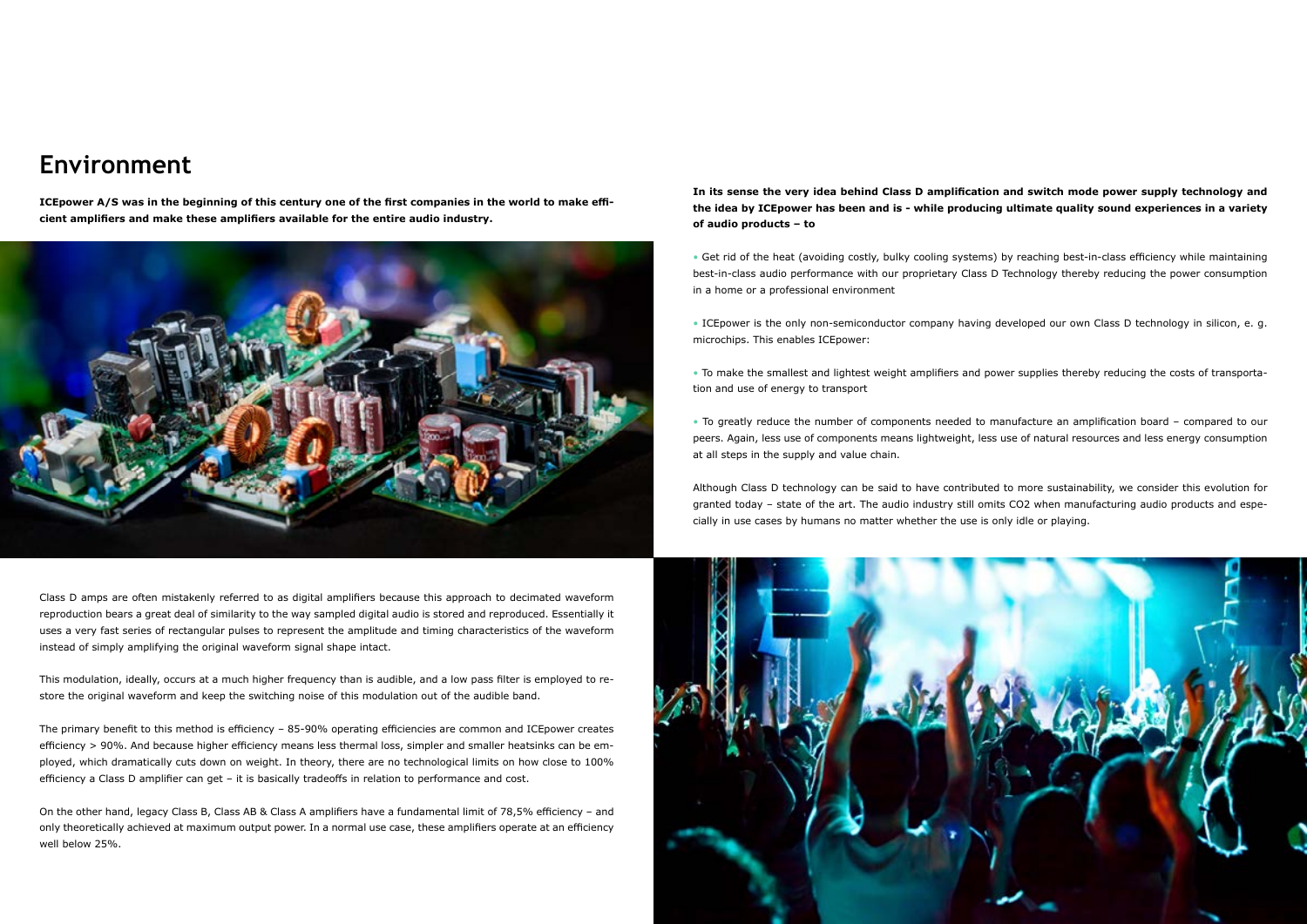# Environment

**ICEpower A/S was in the beginning of this century one of the first companies in the world to make efficient amplifiers and make these amplifiers available for the entire audio industry.**

Class D amps are often mistakenly referred to as digital amplifiers because this approach to decimated waveform reproduction bears a great deal of similarity to the way sampled digital audio is stored and reproduced. Essentially it uses a very fast series of rectangular pulses to represent the amplitude and timing characteristics of the waveform instead of simply amplifying the original waveform signal shape intact.

This modulation, ideally, occurs at a much higher frequency than is audible, and a low pass filter is employed to restore the original waveform and keep the switching noise of this modulation out of the audible band.

The primary benefit to this method is efficiency – 85-90% operating efficiencies are common and ICEpower creates efficiency > 90%. And because higher efficiency means less thermal loss, simpler and smaller heatsinks can be employed, which dramatically cuts down on weight. In theory, there are no technological limits on how close to 100% efficiency a Class D amplifier can get – it is basically tradeoffs in relation to performance and cost.

On the other hand, legacy Class B, Class AB & Class A amplifiers have a fundamental limit of 78,5% efficiency – and only theoretically achieved at maximum output power. In a normal use case, these amplifiers operate at an efficiency well below 25%.

**In its sense the very idea behind Class D amplification and switch mode power supply technology and the idea by ICEpower has been and is - while producing ultimate quality sound experiences in a variety of audio products – to**

- Get rid of the heat (avoiding costly, bulky cooling systems) by reaching best-in-class efficiency while maintaining best-in-class audio performance with our proprietary Class D Technology thereby reducing the power consumption in a home or a professional environment

- ICEpower is the only non-semiconductor company having developed our own Class D technology in silicon, e. g. microchips. This enables ICEpower:

- To make the smallest and lightest weight amplifiers and power supplies thereby reducing the costs of transportation and use of energy to transport

- To greatly reduce the number of components needed to manufacture an amplification board – compared to our peers. Again, less use of components means lightweight, less use of natural resources and less energy consumption at all steps in the supply and value chain.

Although Class D technology can be said to have contributed to more sustainability, we consider this evolution for granted today – state of the art. The audio industry still omits $CO_2$ when manufacturing audio products and especially in use cases by humans no matter whether the use is only idle or playing.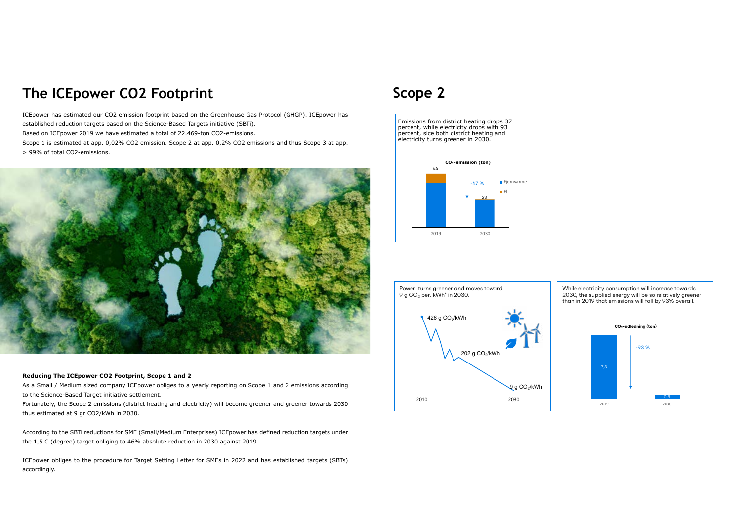# The ICEpower CO2 Footprint

ICEpower has estimated our CO2 emission footprint based on the Greenhouse Gas Protocol (GHGP). ICEpower has established reduction targets based on the Science-Based Targets initiative (SBTi).

Based on ICEpower 2019 we have estimated a total of 22.469-ton CO2-emissions.

Scope 1 is estimated at app. 0,02% CO2 emission. Scope 2 at app. 0,2% CO2 emissions and thus Scope 3 at app. > 99% of total CO2-emissions.

### Reducing The ICEpower CO2 Footprint, Scope 1 and 2

As a Small / Medium sized company ICEpower obliges to a yearly reporting on Scope 1 and 2 emissions according to the Science-Based Target initiative settlement.

Fortunately, the Scope 2 emissions (district heating and electricity) will become greener and greener towards 2030 thus estimated at 9 gr CO2/kWh in 2030.

According to the SBTi reductions for SME (Small/Medium Enterprises) ICEpower has defined reduction targets under the 1,5 C (degree) target obliging to 46% absolute reduction in 2030 against 2019.

ICEpower obliges to the procedure for Target Setting Letter for SMEs in 2022 and has established targets (SBTs) accordingly.

# Scope 2

Emissions from district heating drops 37 percent, while electricity drops with 93 percent, sice both district heating and electricity turns greener in 2030.

**$CO_2$-emission (ton)**

| | 2019 | 2030 |
|---|---|---|
| Total | 44 | 23 |

-47 %

Legend: Fjernvarme, El

Power turns greener and moves toward 9 g $CO_2$ per. kWh* in 2030.

426 g $CO_2$/kWh (2010) → 202 g $CO_2$/kWh → 9 g $CO_2$/kWh (2030)

While electricity consumption will increase towards 2030, the supplied energy will be so relatively greener than in 2019 that emissions will fall by 93% overall.

**$CO_2$-udledning (ton)**

| 2019 | 2030 |
|---|---|
| 7,3 | 0,5 |

-93 %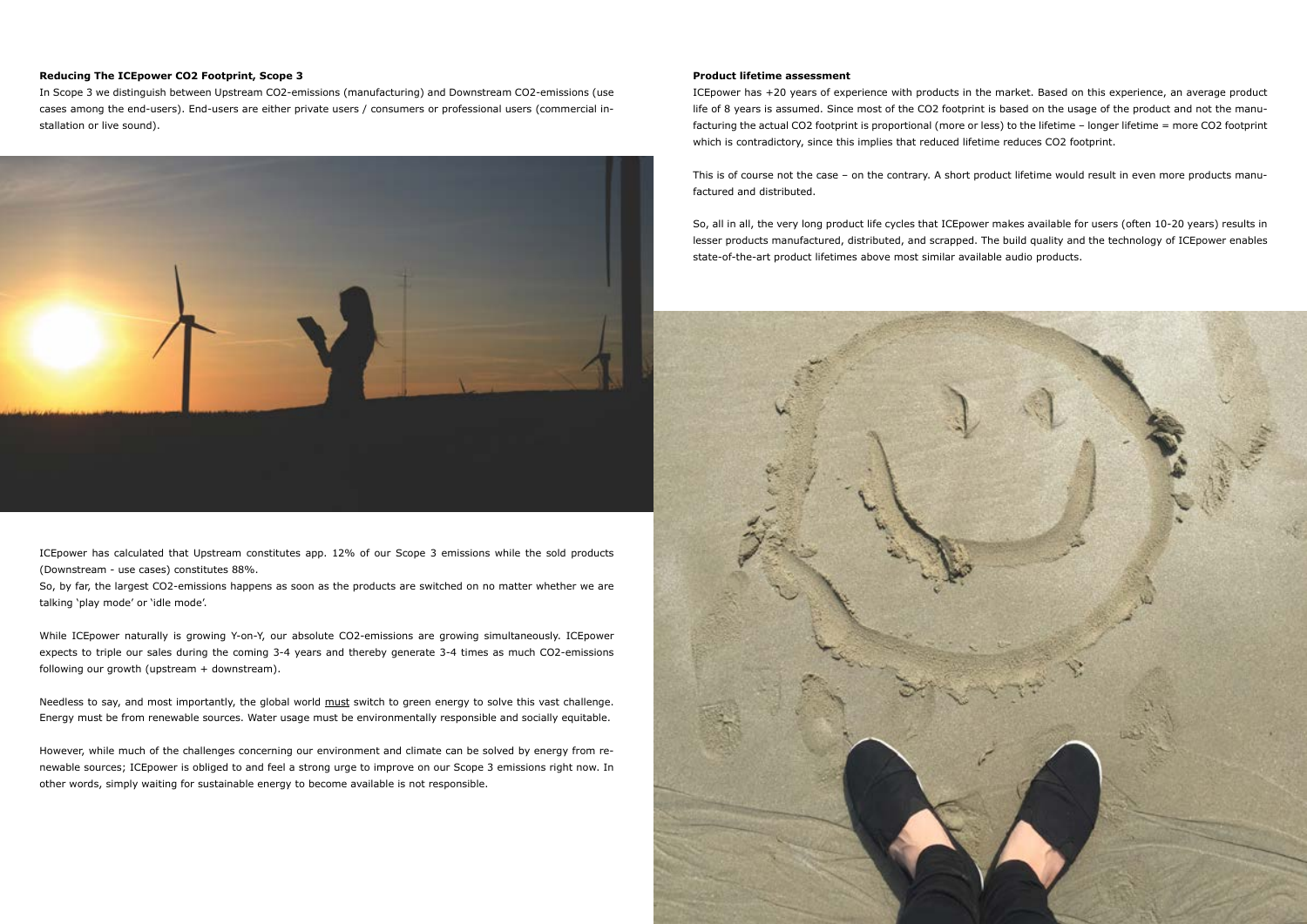## Reducing The ICEpower CO2 Footprint, Scope 3

In Scope 3 we distinguish between Upstream CO2-emissions (manufacturing) and Downstream CO2-emissions (use cases among the end-users). End-users are either private users / consumers or professional users (commercial installation or live sound).

ICEpower has calculated that Upstream constitutes app. 12% of our Scope 3 emissions while the sold products (Downstream - use cases) constitutes 88%.

So, by far, the largest CO2-emissions happens as soon as the products are switched on no matter whether we are talking 'play mode' or 'idle mode'.

While ICEpower naturally is growing Y-on-Y, our absolute CO2-emissions are growing simultaneously. ICEpower expects to triple our sales during the coming 3-4 years and thereby generate 3-4 times as much CO2-emissions following our growth (upstream + downstream).

Needless to say, and most importantly, the global world must switch to green energy to solve this vast challenge. Energy must be from renewable sources. Water usage must be environmentally responsible and socially equitable.

However, while much of the challenges concerning our environment and climate can be solved by energy from renewable sources; ICEpower is obliged to and feel a strong urge to improve on our Scope 3 emissions right now. In other words, simply waiting for sustainable energy to become available is not responsible.

## Product lifetime assessment

ICEpower has +20 years of experience with products in the market. Based on this experience, an average product life of 8 years is assumed. Since most of the CO2 footprint is based on the usage of the product and not the manufacturing the actual CO2 footprint is proportional (more or less) to the lifetime – longer lifetime = more CO2 footprint which is contradictory, since this implies that reduced lifetime reduces CO2 footprint.

This is of course not the case – on the contrary. A short product lifetime would result in even more products manufactured and distributed.

So, all in all, the very long product life cycles that ICEpower makes available for users (often 10-20 years) results in lesser products manufactured, distributed, and scrapped. The build quality and the technology of ICEpower enables state-of-the-art product lifetimes above most similar available audio products.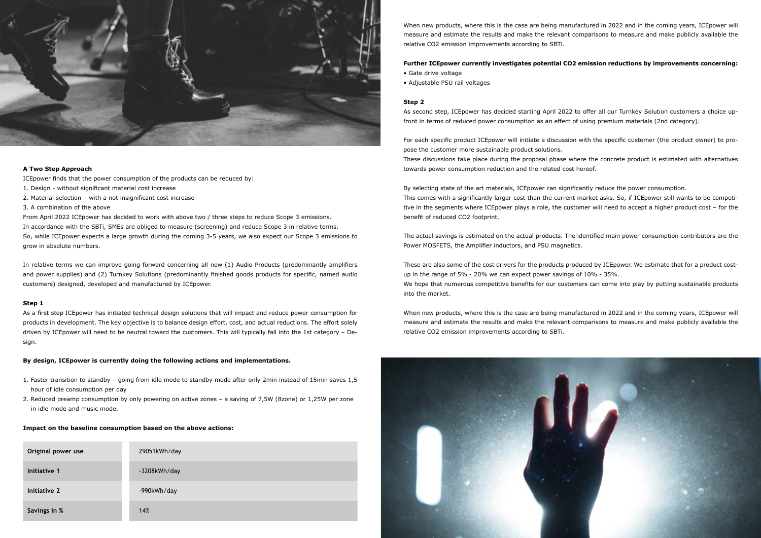### A Two Step Approach

ICEpower finds that the power consumption of the products can be reduced by:

1. Design - without significant material cost increase
2. Material selection – with a not insignificant cost increase
3. A combination of the above

From April 2022 ICEpower has decided to work with above two / three steps to reduce Scope 3 emissions.
In accordance with the SBTi, SMEs are obliged to measure (screening) and reduce Scope 3 in relative terms.
So, while ICEpower expects a large growth during the coming 3-5 years, we also expect our Scope 3 emissions to grow in absolute numbers.

In relative terms we can improve going forward concerning all new (1) Audio Products (predominantly amplifiers and power supplies) and (2) Turnkey Solutions (predominantly finished goods products for specific, named audio customers) designed, developed and manufactured by ICEpower.

### Step 1

As a first step ICEpower has initiated technical design solutions that will impact and reduce power consumption for products in development. The key objective is to balance design effort, cost, and actual reductions. The effort solely driven by ICEpower will need to be neutral toward the customers. This will typically fall into the 1st category – Design.

**By design, ICEpower is currently doing the following actions and implementations.**

1. Faster transition to standby – going from idle mode to standby mode after only 2min instead of 15min saves 1,5 hour of idle consumption per day
2. Reduced preamp consumption by only powering on active zones – a saving of 7,5W (8zone) or 1,25W per zone in idle mode and music mode.

**Impact on the baseline consumption based on the above actions:**

| | |
|---|---|
| **Original power use** | 29051kWh/day |
| **Initiative 1** | -3208kWh/day |
| **Initiative 2** | -990kWh/day |
| **Savings in %** | 14% |

When new products, where this is the case are being manufactured in 2022 and in the coming years, ICEpower will measure and estimate the results and make the relevant comparisons to measure and make publicly available the relative $CO_2$ emission improvements according to SBTi.

**Further ICEpower currently investigates potential $CO_2$ emission reductions by improvements concerning:**

- Gate drive voltage
- Adjustable PSU rail voltages

### Step 2

As second step, ICEpower has decided starting April 2022 to offer all our Turnkey Solution customers a choice upfront in terms of reduced power consumption as an effect of using premium materials (2nd category).

For each specific product ICEpower will initiate a discussion with the specific customer (the product owner) to propose the customer more sustainable product solutions.
These discussions take place during the proposal phase where the concrete product is estimated with alternatives towards power consumption reduction and the related cost hereof.

By selecting state of the art materials, ICEpower can significantly reduce the power consumption.
This comes with a significantly larger cost than the current market asks. So, if ICEpower still wants to be competitive in the segments where ICEpower plays a role, the customer will need to accept a higher product cost – for the benefit of reduced $CO_2$ footprint.

The actual savings is estimated on the actual products. The identified main power consumption contributors are the Power MOSFETS, the Amplifier inductors, and PSU magnetics.

These are also some of the cost drivers for the products produced by ICEpower. We estimate that for a product cost-up in the range of 5% - 20% we can expect power savings of 10% - 35%.
We hope that numerous competitive benefits for our customers can come into play by putting sustainable products into the market.

When new products, where this is the case are being manufactured in 2022 and in the coming years, ICEpower will measure and estimate the results and make the relevant comparisons to measure and make publicly available the relative $CO_2$ emission improvements according to SBTi.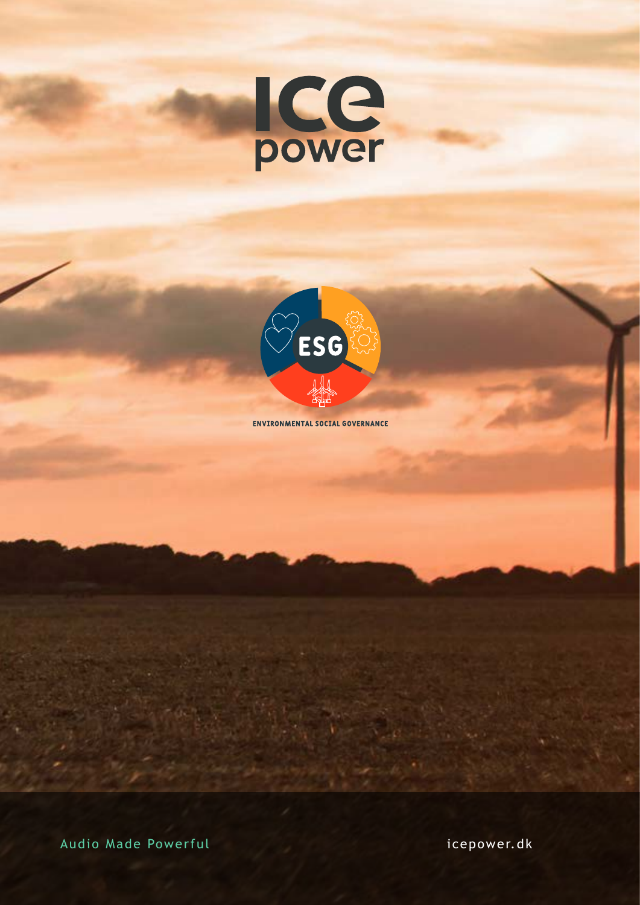ICE power

ESG

ENVIRONMENTAL SOCIAL GOVERNANCE

Audio Made Powerful

icepower.dk